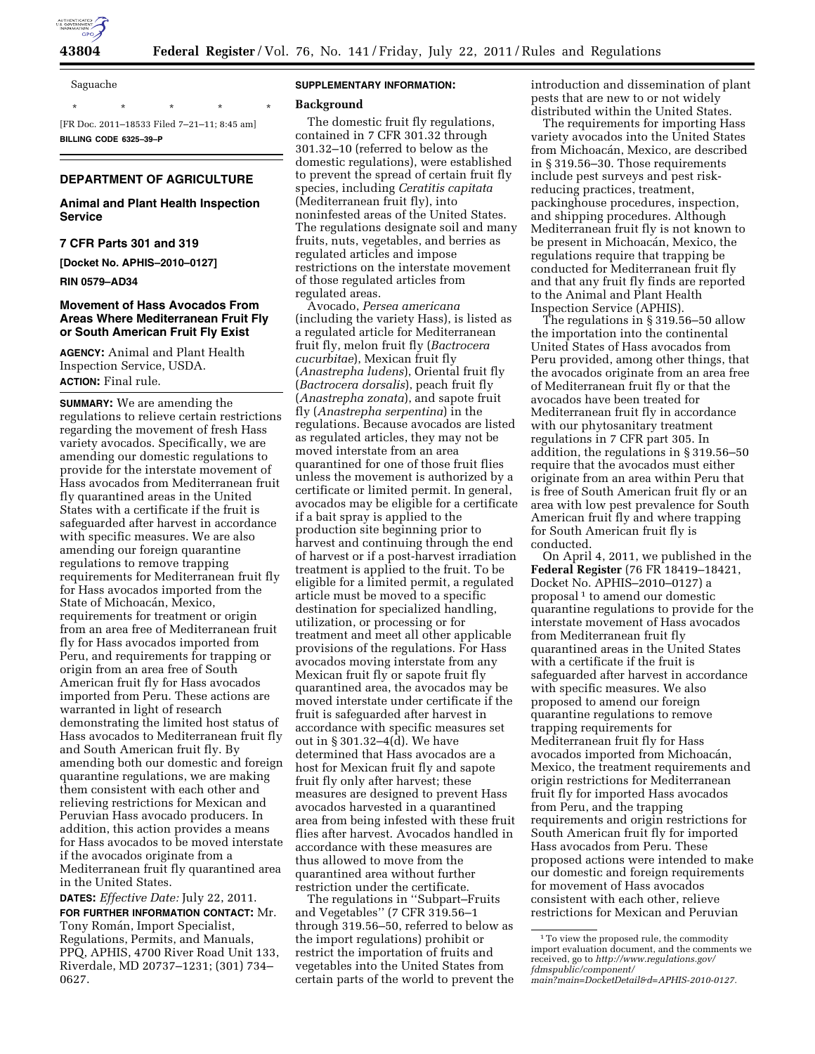Saguache

\* \* \* \* \*

[FR Doc. 2011–18533 Filed 7–21–11; 8:45 am]

**BILLING CODE 6325–39–P**

## DEPARTMENT OF AGRICULTURE

### Animal and Plant Health Inspection Service

### 7 CFR Parts 301 and 319

**[Docket No. APHIS–2010–0127]**

**RIN 0579–AD34**

### Movement of Hass Avocados From Areas Where Mediterranean Fruit Fly or South American Fruit Fly Exist

**AGENCY:** Animal and Plant Health Inspection Service, USDA.

**ACTION:** Final rule.

**SUMMARY:** We are amending the regulations to relieve certain restrictions regarding the movement of fresh Hass variety avocados. Specifically, we are amending our domestic regulations to provide for the interstate movement of Hass avocados from Mediterranean fruit fly quarantined areas in the United States with a certificate if the fruit is safeguarded after harvest in accordance with specific measures. We are also amending our foreign quarantine regulations to remove trapping requirements for Mediterranean fruit fly for Hass avocados imported from the State of Michoacán, Mexico, requirements for treatment or origin from an area free of Mediterranean fruit fly for Hass avocados imported from Peru, and requirements for trapping or origin from an area free of South American fruit fly for Hass avocados imported from Peru. These actions are warranted in light of research demonstrating the limited host status of Hass avocados to Mediterranean fruit fly and South American fruit fly. By amending both our domestic and foreign quarantine regulations, we are making them consistent with each other and relieving restrictions for Mexican and Peruvian Hass avocado producers. In addition, this action provides a means for Hass avocados to be moved interstate if the avocados originate from a Mediterranean fruit fly quarantined area in the United States.

**DATES:** *Effective Date:* July 22, 2011.

**FOR FURTHER INFORMATION CONTACT:** Mr. Tony Román, Import Specialist, Regulations, Permits, and Manuals, PPQ, APHIS, 4700 River Road Unit 133, Riverdale, MD 20737–1231; (301) 734–0627.

**SUPPLEMENTARY INFORMATION:**

**Background**

The domestic fruit fly regulations, contained in 7 CFR 301.32 through 301.32–10 (referred to below as the domestic regulations), were established to prevent the spread of certain fruit fly species, including *Ceratitis capitata* (Mediterranean fruit fly), into noninfested areas of the United States. The regulations designate soil and many fruits, nuts, vegetables, and berries as regulated articles and impose restrictions on the interstate movement of those regulated articles from regulated areas.

Avocado, *Persea americana* (including the variety Hass), is listed as a regulated article for Mediterranean fruit fly, melon fruit fly (*Bactrocera cucurbitae*), Mexican fruit fly (*Anastrepha ludens*), Oriental fruit fly (*Bactrocera dorsalis*), peach fruit fly (*Anastrepha zonata*), and sapote fruit fly (*Anastrepha serpentina*) in the regulations. Because avocados are listed as regulated articles, they may not be moved interstate from an area quarantined for one of those fruit flies unless the movement is authorized by a certificate or limited permit. In general, avocados may be eligible for a certificate if a bait spray is applied to the production site beginning prior to harvest and continuing through the end of harvest or if a post-harvest irradiation treatment is applied to the fruit. To be eligible for a limited permit, a regulated article must be moved to a specific destination for specialized handling, utilization, or processing or for treatment and meet all other applicable provisions of the regulations. For Hass avocados moving interstate from any Mexican fruit fly or sapote fruit fly quarantined area, the avocados may be moved interstate under certificate if the fruit is safeguarded after harvest in accordance with specific measures set out in § 301.32–4(d). We have determined that Hass avocados are a host for Mexican fruit fly and sapote fruit fly only after harvest; these measures are designed to prevent Hass avocados harvested in a quarantined area from being infested with these fruit flies after harvest. Avocados handled in accordance with these measures are thus allowed to move from the quarantined area without further restriction under the certificate.

The regulations in ''Subpart–Fruits and Vegetables'' (7 CFR 319.56–1 through 319.56–50, referred to below as the import regulations) prohibit or restrict the importation of fruits and vegetables into the United States from certain parts of the world to prevent the introduction and dissemination of plant pests that are new to or not widely distributed within the United States.

The requirements for importing Hass variety avocados into the United States from Michoacán, Mexico, are described in § 319.56–30. Those requirements include pest surveys and pest risk-reducing practices, treatment, packinghouse procedures, inspection, and shipping procedures. Although Mediterranean fruit fly is not known to be present in Michoacán, Mexico, the regulations require that trapping be conducted for Mediterranean fruit fly and that any fruit fly finds are reported to the Animal and Plant Health Inspection Service (APHIS).

The regulations in § 319.56–50 allow the importation into the continental United States of Hass avocados from Peru provided, among other things, that the avocados originate from an area free of Mediterranean fruit fly or that the avocados have been treated for Mediterranean fruit fly in accordance with our phytosanitary treatment regulations in 7 CFR part 305. In addition, the regulations in § 319.56–50 require that the avocados must either originate from an area within Peru that is free of South American fruit fly or an area with low pest prevalence for South American fruit fly and where trapping for South American fruit fly is conducted.

On April 4, 2011, we published in the **Federal Register** (76 FR 18419–18421, Docket No. APHIS–2010–0127) a proposal[1] to amend our domestic quarantine regulations to provide for the interstate movement of Hass avocados from Mediterranean fruit fly quarantined areas in the United States with a certificate if the fruit is safeguarded after harvest in accordance with specific measures. We also proposed to amend our foreign quarantine regulations to remove trapping requirements for Mediterranean fruit fly for Hass avocados imported from Michoacán, Mexico, the treatment requirements and origin restrictions for Mediterranean fruit fly for imported Hass avocados from Peru, and the trapping requirements and origin restrictions for South American fruit fly for imported Hass avocados from Peru. These proposed actions were intended to make our domestic and foreign requirements for movement of Hass avocados consistent with each other, relieve restrictions for Mexican and Peruvian

[1] To view the proposed rule, the commodity import evaluation document, and the comments we received, go to *http://www.regulations.gov/fdmspublic/component/main?main=DocketDetail&d=APHIS-2010-0127.*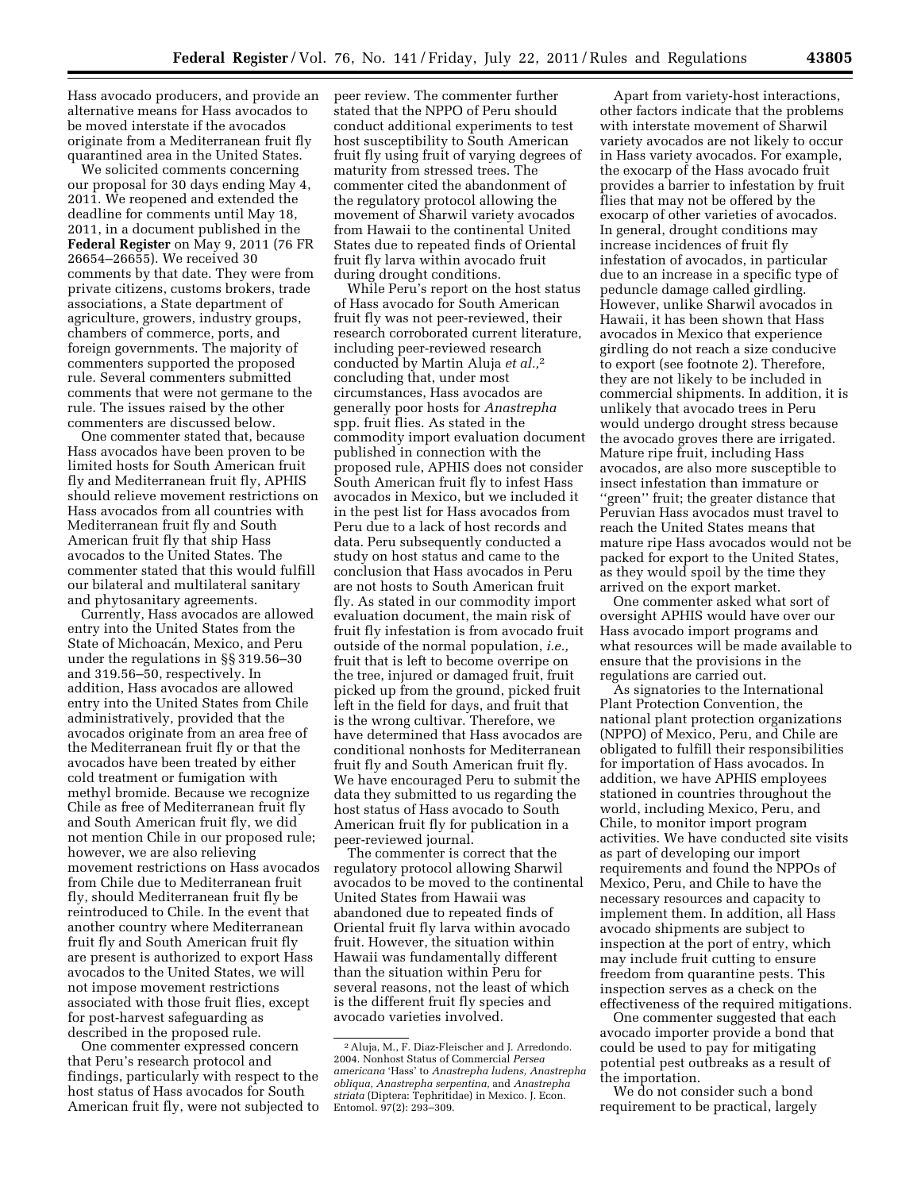Hass avocado producers, and provide an alternative means for Hass avocados to be moved interstate if the avocados originate from a Mediterranean fruit fly quarantined area in the United States.

We solicited comments concerning our proposal for 30 days ending May 4, 2011. We reopened and extended the deadline for comments until May 18, 2011, in a document published in the **Federal Register** on May 9, 2011 (76 FR 26654–26655). We received 30 comments by that date. They were from private citizens, customs brokers, trade associations, a State department of agriculture, growers, industry groups, chambers of commerce, ports, and foreign governments. The majority of commenters supported the proposed rule. Several commenters submitted comments that were not germane to the rule. The issues raised by the other commenters are discussed below.

One commenter stated that, because Hass avocados have been proven to be limited hosts for South American fruit fly and Mediterranean fruit fly, APHIS should relieve movement restrictions on Hass avocados from all countries with Mediterranean fruit fly and South American fruit fly that ship Hass avocados to the United States. The commenter stated that this would fulfill our bilateral and multilateral sanitary and phytosanitary agreements.

Currently, Hass avocados are allowed entry into the United States from the State of Michoacán, Mexico, and Peru under the regulations in §§ 319.56–30 and 319.56–50, respectively. In addition, Hass avocados are allowed entry into the United States from Chile administratively, provided that the avocados originate from an area free of the Mediterranean fruit fly or that the avocados have been treated by either cold treatment or fumigation with methyl bromide. Because we recognize Chile as free of Mediterranean fruit fly and South American fruit fly, we did not mention Chile in our proposed rule; however, we are also relieving movement restrictions on Hass avocados from Chile due to Mediterranean fruit fly, should Mediterranean fruit fly be reintroduced to Chile. In the event that another country where Mediterranean fruit fly and South American fruit fly are present is authorized to export Hass avocados to the United States, we will not impose movement restrictions associated with those fruit flies, except for post-harvest safeguarding as described in the proposed rule.

One commenter expressed concern that Peru's research protocol and findings, particularly with respect to the host status of Hass avocados for South American fruit fly, were not subjected to peer review. The commenter further stated that the NPPO of Peru should conduct additional experiments to test host susceptibility to South American fruit fly using fruit of varying degrees of maturity from stressed trees. The commenter cited the abandonment of the regulatory protocol allowing the movement of Sharwil variety avocados from Hawaii to the continental United States due to repeated finds of Oriental fruit fly larva within avocado fruit during drought conditions.

While Peru's report on the host status of Hass avocado for South American fruit fly was not peer-reviewed, their research corroborated current literature, including peer-reviewed research conducted by Martin Aluja *et al.,*[2] concluding that, under most circumstances, Hass avocados are generally poor hosts for *Anastrepha* spp. fruit flies. As stated in the commodity import evaluation document published in connection with the proposed rule, APHIS does not consider South American fruit fly to infest Hass avocados in Mexico, but we included it in the pest list for Hass avocados from Peru due to a lack of host records and data. Peru subsequently conducted a study on host status and came to the conclusion that Hass avocados in Peru are not hosts to South American fruit fly. As stated in our commodity import evaluation document, the main risk of fruit fly infestation is from avocado fruit outside of the normal population, *i.e.,* fruit that is left to become overripe on the tree, injured or damaged fruit, fruit picked up from the ground, picked fruit left in the field for days, and fruit that is the wrong cultivar. Therefore, we have determined that Hass avocados are conditional nonhosts for Mediterranean fruit fly and South American fruit fly. We have encouraged Peru to submit the data they submitted to us regarding the host status of Hass avocado to South American fruit fly for publication in a peer-reviewed journal.

The commenter is correct that the regulatory protocol allowing Sharwil avocados to be moved to the continental United States from Hawaii was abandoned due to repeated finds of Oriental fruit fly larva within avocado fruit. However, the situation within Hawaii was fundamentally different than the situation within Peru for several reasons, not the least of which is the different fruit fly species and avocado varieties involved.

Apart from variety-host interactions, other factors indicate that the problems with interstate movement of Sharwil variety avocados are not likely to occur in Hass variety avocados. For example, the exocarp of the Hass avocado fruit provides a barrier to infestation by fruit flies that may not be offered by the exocarp of other varieties of avocados. In general, drought conditions may increase incidences of fruit fly infestation of avocados, in particular due to an increase in a specific type of peduncle damage called girdling. However, unlike Sharwil avocados in Hawaii, it has been shown that Hass avocados in Mexico that experience girdling do not reach a size conducive to export (see footnote 2). Therefore, they are not likely to be included in commercial shipments. In addition, it is unlikely that avocado trees in Peru would undergo drought stress because the avocado groves there are irrigated. Mature ripe fruit, including Hass avocados, are also more susceptible to insect infestation than immature or "green" fruit; the greater distance that Peruvian Hass avocados must travel to reach the United States means that mature ripe Hass avocados would not be packed for export to the United States, as they would spoil by the time they arrived on the export market.

One commenter asked what sort of oversight APHIS would have over our Hass avocado import programs and what resources will be made available to ensure that the provisions in the regulations are carried out.

As signatories to the International Plant Protection Convention, the national plant protection organizations (NPPO) of Mexico, Peru, and Chile are obligated to fulfill their responsibilities for importation of Hass avocados. In addition, we have APHIS employees stationed in countries throughout the world, including Mexico, Peru, and Chile, to monitor import program activities. We have conducted site visits as part of developing our import requirements and found the NPPOs of Mexico, Peru, and Chile to have the necessary resources and capacity to implement them. In addition, all Hass avocado shipments are subject to inspection at the port of entry, which may include fruit cutting to ensure freedom from quarantine pests. This inspection serves as a check on the effectiveness of the required mitigations.

One commenter suggested that each avocado importer provide a bond that could be used to pay for mitigating potential pest outbreaks as a result of the importation.

We do not consider such a bond requirement to be practical, largely

[2] Aluja, M., F. Diaz-Fleischer and J. Arredondo. 2004. Nonhost Status of Commercial *Persea americana* 'Hass' to *Anastrepha ludens, Anastrepha obliqua, Anastrepha serpentina,* and *Anastrepha striata* (Diptera: Tephritidae) in Mexico. J. Econ. Entomol. 97(2): 293–309.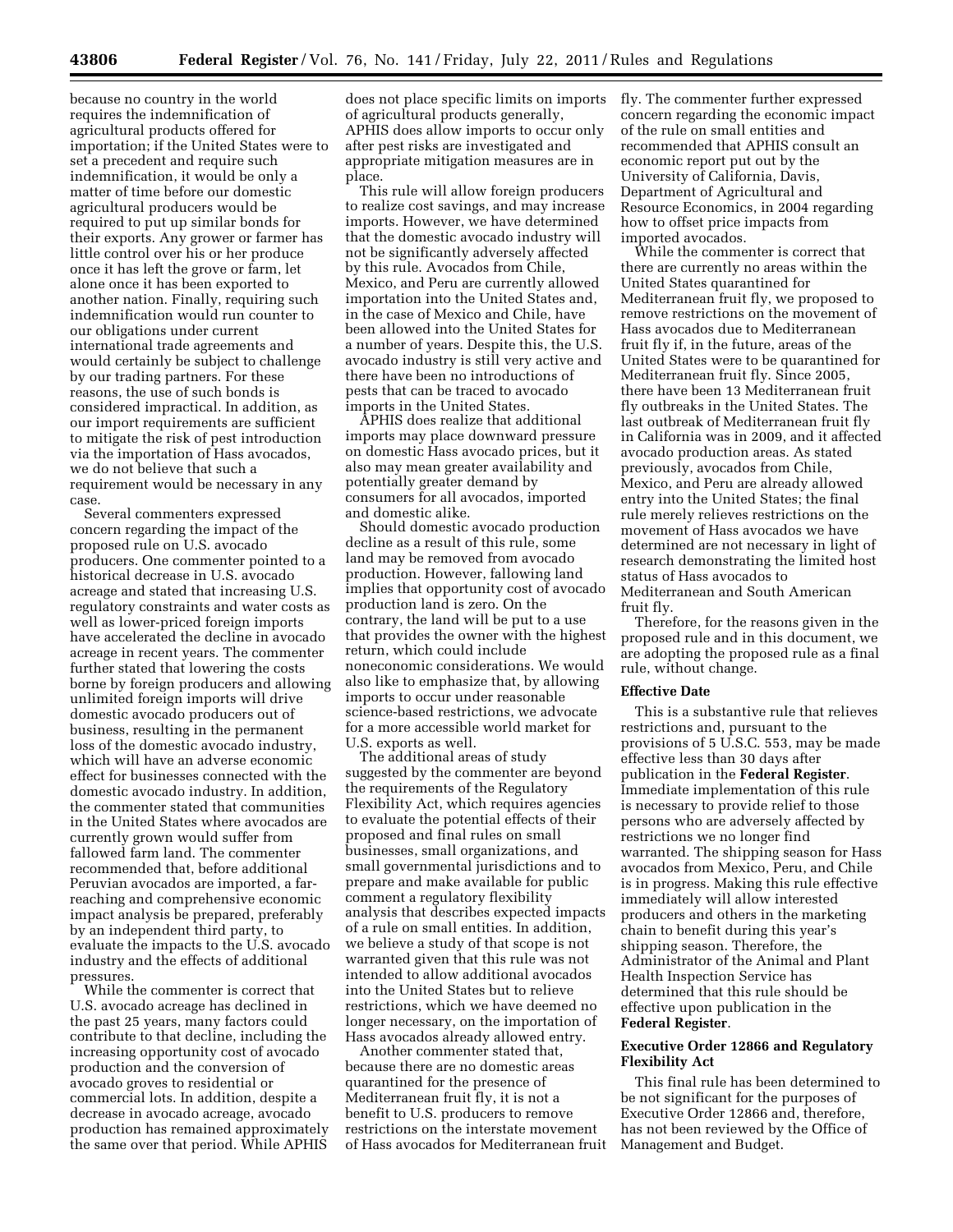because no country in the world requires the indemnification of agricultural products offered for importation; if the United States were to set a precedent and require such indemnification, it would be only a matter of time before our domestic agricultural producers would be required to put up similar bonds for their exports. Any grower or farmer has little control over his or her produce once it has left the grove or farm, let alone once it has been exported to another nation. Finally, requiring such indemnification would run counter to our obligations under current international trade agreements and would certainly be subject to challenge by our trading partners. For these reasons, the use of such bonds is considered impractical. In addition, as our import requirements are sufficient to mitigate the risk of pest introduction via the importation of Hass avocados, we do not believe that such a requirement would be necessary in any case.

Several commenters expressed concern regarding the impact of the proposed rule on U.S. avocado producers. One commenter pointed to a historical decrease in U.S. avocado acreage and stated that increasing U.S. regulatory constraints and water costs as well as lower-priced foreign imports have accelerated the decline in avocado acreage in recent years. The commenter further stated that lowering the costs borne by foreign producers and allowing unlimited foreign imports will drive domestic avocado producers out of business, resulting in the permanent loss of the domestic avocado industry, which will have an adverse economic effect for businesses connected with the domestic avocado industry. In addition, the commenter stated that communities in the United States where avocados are currently grown would suffer from fallowed farm land. The commenter recommended that, before additional Peruvian avocados are imported, a far-reaching and comprehensive economic impact analysis be prepared, preferably by an independent third party, to evaluate the impacts to the U.S. avocado industry and the effects of additional pressures.

While the commenter is correct that U.S. avocado acreage has declined in the past 25 years, many factors could contribute to that decline, including the increasing opportunity cost of avocado production and the conversion of avocado groves to residential or commercial lots. In addition, despite a decrease in avocado acreage, avocado production has remained approximately the same over that period. While APHIS does not place specific limits on imports of agricultural products generally, APHIS does allow imports to occur only after pest risks are investigated and appropriate mitigation measures are in place.

This rule will allow foreign producers to realize cost savings, and may increase imports. However, we have determined that the domestic avocado industry will not be significantly adversely affected by this rule. Avocados from Chile, Mexico, and Peru are currently allowed importation into the United States and, in the case of Mexico and Chile, have been allowed into the United States for a number of years. Despite this, the U.S. avocado industry is still very active and there have been no introductions of pests that can be traced to avocado imports in the United States.

APHIS does realize that additional imports may place downward pressure on domestic Hass avocado prices, but it also may mean greater availability and potentially greater demand by consumers for all avocados, imported and domestic alike.

Should domestic avocado production decline as a result of this rule, some land may be removed from avocado production. However, fallowing land implies that opportunity cost of avocado production land is zero. On the contrary, the land will be put to a use that provides the owner with the highest return, which could include noneconomic considerations. We would also like to emphasize that, by allowing imports to occur under reasonable science-based restrictions, we advocate for a more accessible world market for U.S. exports as well.

The additional areas of study suggested by the commenter are beyond the requirements of the Regulatory Flexibility Act, which requires agencies to evaluate the potential effects of their proposed and final rules on small businesses, small organizations, and small governmental jurisdictions and to prepare and make available for public comment a regulatory flexibility analysis that describes expected impacts of a rule on small entities. In addition, we believe a study of that scope is not warranted given that this rule was not intended to allow additional avocados into the United States but to relieve restrictions, which we have deemed no longer necessary, on the importation of Hass avocados already allowed entry.

Another commenter stated that, because there are no domestic areas quarantined for the presence of Mediterranean fruit fly, it is not a benefit to U.S. producers to remove restrictions on the interstate movement of Hass avocados for Mediterranean fruit fly. The commenter further expressed concern regarding the economic impact of the rule on small entities and recommended that APHIS consult an economic report put out by the University of California, Davis, Department of Agricultural and Resource Economics, in 2004 regarding how to offset price impacts from imported avocados.

While the commenter is correct that there are currently no areas within the United States quarantined for Mediterranean fruit fly, we proposed to remove restrictions on the movement of Hass avocados due to Mediterranean fruit fly if, in the future, areas of the United States were to be quarantined for Mediterranean fruit fly. Since 2005, there have been 13 Mediterranean fruit fly outbreaks in the United States. The last outbreak of Mediterranean fruit fly in California was in 2009, and it affected avocado production areas. As stated previously, avocados from Chile, Mexico, and Peru are already allowed entry into the United States; the final rule merely relieves restrictions on the movement of Hass avocados we have determined are not necessary in light of research demonstrating the limited host status of Hass avocados to Mediterranean and South American fruit fly.

Therefore, for the reasons given in the proposed rule and in this document, we are adopting the proposed rule as a final rule, without change.

**Effective Date**

This is a substantive rule that relieves restrictions and, pursuant to the provisions of 5 U.S.C. 553, may be made effective less than 30 days after publication in the **Federal Register**. Immediate implementation of this rule is necessary to provide relief to those persons who are adversely affected by restrictions we no longer find warranted. The shipping season for Hass avocados from Mexico, Peru, and Chile is in progress. Making this rule effective immediately will allow interested producers and others in the marketing chain to benefit during this year's shipping season. Therefore, the Administrator of the Animal and Plant Health Inspection Service has determined that this rule should be effective upon publication in the **Federal Register**.

**Executive Order 12866 and Regulatory Flexibility Act**

This final rule has been determined to be not significant for the purposes of Executive Order 12866 and, therefore, has not been reviewed by the Office of Management and Budget.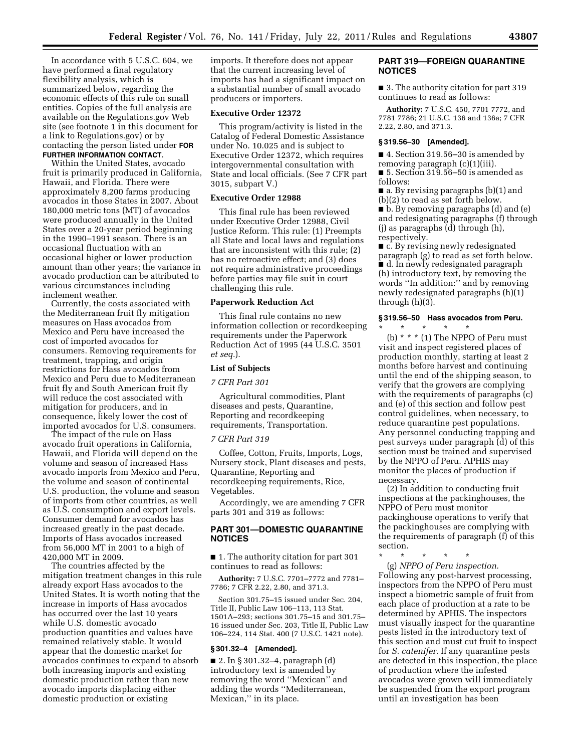In accordance with 5 U.S.C. 604, we have performed a final regulatory flexibility analysis, which is summarized below, regarding the economic effects of this rule on small entities. Copies of the full analysis are available on the Regulations.gov Web site (see footnote 1 in this document for a link to Regulations.gov) or by contacting the person listed under **FOR FURTHER INFORMATION CONTACT**.

Within the United States, avocado fruit is primarily produced in California, Hawaii, and Florida. There were approximately 8,200 farms producing avocados in those States in 2007. About 180,000 metric tons (MT) of avocados were produced annually in the United States over a 20-year period beginning in the 1990–1991 season. There is an occasional fluctuation with an occasional higher or lower production amount than other years; the variance in avocado production can be attributed to various circumstances including inclement weather.

Currently, the costs associated with the Mediterranean fruit fly mitigation measures on Hass avocados from Mexico and Peru have increased the cost of imported avocados for consumers. Removing requirements for treatment, trapping, and origin restrictions for Hass avocados from Mexico and Peru due to Mediterranean fruit fly and South American fruit fly will reduce the cost associated with mitigation for producers, and in consequence, likely lower the cost of imported avocados for U.S. consumers.

The impact of the rule on Hass avocado fruit operations in California, Hawaii, and Florida will depend on the volume and season of increased Hass avocado imports from Mexico and Peru, the volume and season of continental U.S. production, the volume and season of imports from other countries, as well as U.S. consumption and export levels. Consumer demand for avocados has increased greatly in the past decade. Imports of Hass avocados increased from 56,000 MT in 2001 to a high of 420,000 MT in 2009.

The countries affected by the mitigation treatment changes in this rule already export Hass avocados to the United States. It is worth noting that the increase in imports of Hass avocados has occurred over the last 10 years while U.S. domestic avocado production quantities and values have remained relatively stable. It would appear that the domestic market for avocados continues to expand to absorb both increasing imports and existing domestic production rather than new avocado imports displacing either domestic production or existing imports. It therefore does not appear that the current increasing level of imports has had a significant impact on a substantial number of small avocado producers or importers.

**Executive Order 12372**

This program/activity is listed in the Catalog of Federal Domestic Assistance under No. 10.025 and is subject to Executive Order 12372, which requires intergovernmental consultation with State and local officials. (See 7 CFR part 3015, subpart V.)

**Executive Order 12988**

This final rule has been reviewed under Executive Order 12988, Civil Justice Reform. This rule: (1) Preempts all State and local laws and regulations that are inconsistent with this rule; (2) has no retroactive effect; and (3) does not require administrative proceedings before parties may file suit in court challenging this rule.

**Paperwork Reduction Act**

This final rule contains no new information collection or recordkeeping requirements under the Paperwork Reduction Act of 1995 (44 U.S.C. 3501 *et seq.*).

**List of Subjects**

*7 CFR Part 301*

Agricultural commodities, Plant diseases and pests, Quarantine, Reporting and recordkeeping requirements, Transportation.

*7 CFR Part 319*

Coffee, Cotton, Fruits, Imports, Logs, Nursery stock, Plant diseases and pests, Quarantine, Reporting and recordkeeping requirements, Rice, Vegetables.

Accordingly, we are amending 7 CFR parts 301 and 319 as follows:

## PART 301—DOMESTIC QUARANTINE NOTICES

■ 1. The authority citation for part 301 continues to read as follows:

**Authority:** 7 U.S.C. 7701–7772 and 7781–7786; 7 CFR 2.22, 2.80, and 371.3.

Section 301.75–15 issued under Sec. 204, Title II, Public Law 106–113, 113 Stat. 1501A–293; sections 301.75–15 and 301.75–16 issued under Sec. 203, Title II, Public Law 106–224, 114 Stat. 400 (7 U.S.C. 1421 note).

**§ 301.32–4 [Amended].**

■ 2. In § 301.32–4, paragraph (d) introductory text is amended by removing the word ''Mexican'' and adding the words ''Mediterranean, Mexican,'' in its place.

## PART 319—FOREIGN QUARANTINE NOTICES

■ 3. The authority citation for part 319 continues to read as follows:

**Authority:** 7 U.S.C. 450, 7701 7772, and 7781 7786; 21 U.S.C. 136 and 136a; 7 CFR 2.22, 2.80, and 371.3.

**§ 319.56–30 [Amended].**

■ 4. Section 319.56–30 is amended by removing paragraph (c)(1)(iii).

■ 5. Section 319.56–50 is amended as follows:

■ a. By revising paragraphs (b)(1) and (b)(2) to read as set forth below.

■ b. By removing paragraphs (d) and (e) and redesignating paragraphs (f) through (j) as paragraphs (d) through (h), respectively.

■ c. By revising newly redesignated paragraph (g) to read as set forth below.

■ d. In newly redesignated paragraph (h) introductory text, by removing the words ''In addition:'' and by removing newly redesignated paragraphs (h)(1) through (h)(3).

**§ 319.56–50 Hass avocados from Peru.**

\* \* \* \* \*

(b) \* \* \* (1) The NPPO of Peru must visit and inspect registered places of production monthly, starting at least 2 months before harvest and continuing until the end of the shipping season, to verify that the growers are complying with the requirements of paragraphs (c) and (e) of this section and follow pest control guidelines, when necessary, to reduce quarantine pest populations. Any personnel conducting trapping and pest surveys under paragraph (d) of this section must be trained and supervised by the NPPO of Peru. APHIS may monitor the places of production if necessary.

(2) In addition to conducting fruit inspections at the packinghouses, the NPPO of Peru must monitor packinghouse operations to verify that the packinghouses are complying with the requirements of paragraph (f) of this section.

\* \* \* \* \*

(g) *NPPO of Peru inspection.* Following any post-harvest processing, inspectors from the NPPO of Peru must inspect a biometric sample of fruit from each place of production at a rate to be determined by APHIS. The inspectors must visually inspect for the quarantine pests listed in the introductory text of this section and must cut fruit to inspect for *S. catenifer.* If any quarantine pests are detected in this inspection, the place of production where the infested avocados were grown will immediately be suspended from the export program until an investigation has been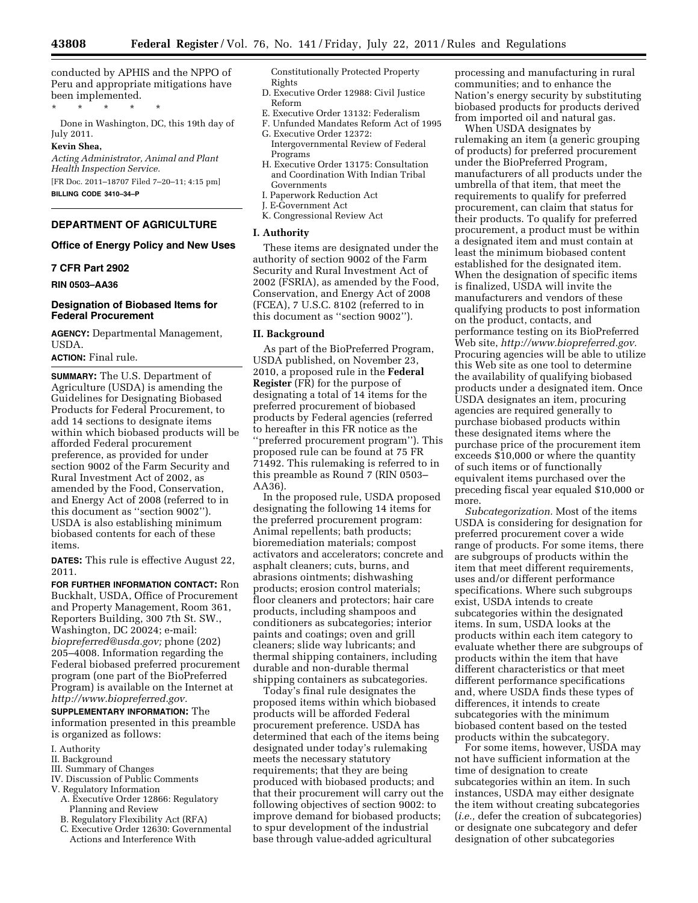conducted by APHIS and the NPPO of Peru and appropriate mitigations have been implemented.

\* \* \* \* \*

Done in Washington, DC, this 19th day of July 2011.

**Kevin Shea,**

*Acting Administrator, Animal and Plant Health Inspection Service.*

[FR Doc. 2011–18707 Filed 7–20–11; 4:15 pm]

**BILLING CODE 3410–34–P**

## DEPARTMENT OF AGRICULTURE

### Office of Energy Policy and New Uses

### 7 CFR Part 2902

**RIN 0503–AA36**

### Designation of Biobased Items for Federal Procurement

**AGENCY:** Departmental Management, USDA.

**ACTION:** Final rule.

**SUMMARY:** The U.S. Department of Agriculture (USDA) is amending the Guidelines for Designating Biobased Products for Federal Procurement, to add 14 sections to designate items within which biobased products will be afforded Federal procurement preference, as provided for under section 9002 of the Farm Security and Rural Investment Act of 2002, as amended by the Food, Conservation, and Energy Act of 2008 (referred to in this document as ''section 9002''). USDA is also establishing minimum biobased contents for each of these items.

**DATES:** This rule is effective August 22, 2011.

**FOR FURTHER INFORMATION CONTACT:** Ron Buckhalt, USDA, Office of Procurement and Property Management, Room 361, Reporters Building, 300 7th St. SW., Washington, DC 20024; e-mail: *biopreferred@usda.gov;* phone (202) 205–4008. Information regarding the Federal biobased preferred procurement program (one part of the BioPreferred Program) is available on the Internet at *http://www.biopreferred.gov.*

**SUPPLEMENTARY INFORMATION:** The information presented in this preamble is organized as follows:

I. Authority
II. Background
III. Summary of Changes
IV. Discussion of Public Comments
V. Regulatory Information
 A. Executive Order 12866: Regulatory Planning and Review
 B. Regulatory Flexibility Act (RFA)
 C. Executive Order 12630: Governmental Actions and Interference With Constitutionally Protected Property Rights
 D. Executive Order 12988: Civil Justice Reform
 E. Executive Order 13132: Federalism
 F. Unfunded Mandates Reform Act of 1995
 G. Executive Order 12372: Intergovernmental Review of Federal Programs
 H. Executive Order 13175: Consultation and Coordination With Indian Tribal Governments
 I. Paperwork Reduction Act
 J. E-Government Act
 K. Congressional Review Act

## I. Authority

These items are designated under the authority of section 9002 of the Farm Security and Rural Investment Act of 2002 (FSRIA), as amended by the Food, Conservation, and Energy Act of 2008 (FCEA), 7 U.S.C. 8102 (referred to in this document as ''section 9002'').

## II. Background

As part of the BioPreferred Program, USDA published, on November 23, 2010, a proposed rule in the **Federal Register** (FR) for the purpose of designating a total of 14 items for the preferred procurement of biobased products by Federal agencies (referred to hereafter in this FR notice as the ''preferred procurement program''). This proposed rule can be found at 75 FR 71492. This rulemaking is referred to in this preamble as Round 7 (RIN 0503–AA36).

In the proposed rule, USDA proposed designating the following 14 items for the preferred procurement program: Animal repellents; bath products; bioremediation materials; compost activators and accelerators; concrete and asphalt cleaners; cuts, burns, and abrasions ointments; dishwashing products; erosion control materials; floor cleaners and protectors; hair care products, including shampoos and conditioners as subcategories; interior paints and coatings; oven and grill cleaners; slide way lubricants; and thermal shipping containers, including durable and non-durable thermal shipping containers as subcategories.

Today's final rule designates the proposed items within which biobased products will be afforded Federal procurement preference. USDA has determined that each of the items being designated under today's rulemaking meets the necessary statutory requirements; that they are being produced with biobased products; and that their procurement will carry out the following objectives of section 9002: to improve demand for biobased products; to spur development of the industrial base through value-added agricultural processing and manufacturing in rural communities; and to enhance the Nation's energy security by substituting biobased products for products derived from imported oil and natural gas.

When USDA designates by rulemaking an item (a generic grouping of products) for preferred procurement under the BioPreferred Program, manufacturers of all products under the umbrella of that item, that meet the requirements to qualify for preferred procurement, can claim that status for their products. To qualify for preferred procurement, a product must be within a designated item and must contain at least the minimum biobased content established for the designated item. When the designation of specific items is finalized, USDA will invite the manufacturers and vendors of these qualifying products to post information on the product, contacts, and performance testing on its BioPreferred Web site, *http://www.biopreferred.gov.* Procuring agencies will be able to utilize this Web site as one tool to determine the availability of qualifying biobased products under a designated item. Once USDA designates an item, procuring agencies are required generally to purchase biobased products within these designated items where the purchase price of the procurement item exceeds $10,000 or where the quantity of such items or of functionally equivalent items purchased over the preceding fiscal year equaled $10,000 or more.

*Subcategorization.* Most of the items USDA is considering for designation for preferred procurement cover a wide range of products. For some items, there are subgroups of products within the item that meet different requirements, uses and/or different performance specifications. Where such subgroups exist, USDA intends to create subcategories within the designated items. In sum, USDA looks at the products within each item category to evaluate whether there are subgroups of products within the item that have different characteristics or that meet different performance specifications and, where USDA finds these types of differences, it intends to create subcategories with the minimum biobased content based on the tested products within the subcategory.

For some items, however, USDA may not have sufficient information at the time of designation to create subcategories within an item. In such instances, USDA may either designate the item without creating subcategories (*i.e.,* defer the creation of subcategories) or designate one subcategory and defer designation of other subcategories